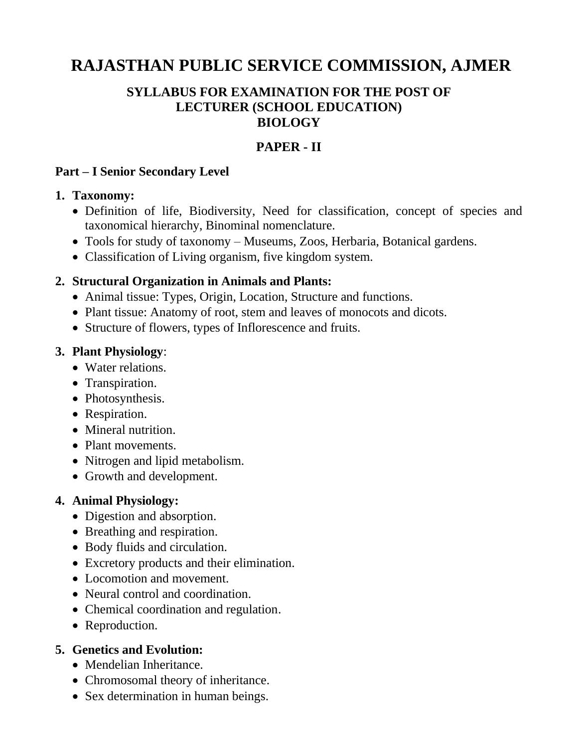# RAJASTHAN PUBLIC SERVICE COMMISSION, AJMER

## SYLLABUS FOR EXAMINATION FOR THE POST OF LECTURER (SCHOOL EDUCATION) BIOLOGY

## PAPER - II

### Part – I Senior Secondary Level

1. **Taxonomy:**
   - Definition of life, Biodiversity, Need for classification, concept of species and taxonomical hierarchy, Binominal nomenclature.
   - Tools for study of taxonomy – Museums, Zoos, Herbaria, Botanical gardens.
   - Classification of Living organism, five kingdom system.

2. **Structural Organization in Animals and Plants:**
   - Animal tissue: Types, Origin, Location, Structure and functions.
   - Plant tissue: Anatomy of root, stem and leaves of monocots and dicots.
   - Structure of flowers, types of Inflorescence and fruits.

3. **Plant Physiology**:
   - Water relations.
   - Transpiration.
   - Photosynthesis.
   - Respiration.
   - Mineral nutrition.
   - Plant movements.
   - Nitrogen and lipid metabolism.
   - Growth and development.

4. **Animal Physiology:**
   - Digestion and absorption.
   - Breathing and respiration.
   - Body fluids and circulation.
   - Excretory products and their elimination.
   - Locomotion and movement.
   - Neural control and coordination.
   - Chemical coordination and regulation.
   - Reproduction.

5. **Genetics and Evolution:**
   - Mendelian Inheritance.
   - Chromosomal theory of inheritance.
   - Sex determination in human beings.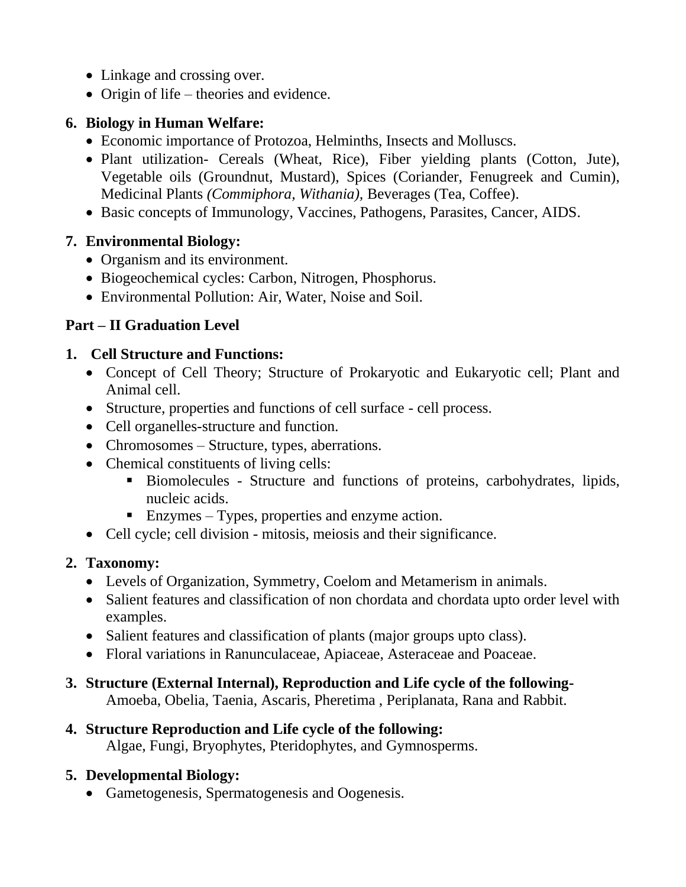- Linkage and crossing over.
- Origin of life – theories and evidence.

**6. Biology in Human Welfare:**

- Economic importance of Protozoa, Helminths, Insects and Molluscs.
- Plant utilization- Cereals (Wheat, Rice), Fiber yielding plants (Cotton, Jute), Vegetable oils (Groundnut, Mustard), Spices (Coriander, Fenugreek and Cumin), Medicinal Plants *(Commiphora, Withania),* Beverages (Tea, Coffee).
- Basic concepts of Immunology, Vaccines, Pathogens, Parasites, Cancer, AIDS.

**7. Environmental Biology:**

- Organism and its environment.
- Biogeochemical cycles: Carbon, Nitrogen, Phosphorus.
- Environmental Pollution: Air, Water, Noise and Soil.

## Part – II Graduation Level

**1. Cell Structure and Functions:**

- Concept of Cell Theory; Structure of Prokaryotic and Eukaryotic cell; Plant and Animal cell.
- Structure, properties and functions of cell surface - cell process.
- Cell organelles-structure and function.
- Chromosomes – Structure, types, aberrations.
- Chemical constituents of living cells:
    - Biomolecules - Structure and functions of proteins, carbohydrates, lipids, nucleic acids.
    - Enzymes – Types, properties and enzyme action.
- Cell cycle; cell division - mitosis, meiosis and their significance.

**2. Taxonomy:**

- Levels of Organization, Symmetry, Coelom and Metamerism in animals.
- Salient features and classification of non chordata and chordata upto order level with examples.
- Salient features and classification of plants (major groups upto class).
- Floral variations in Ranunculaceae, Apiaceae, Asteraceae and Poaceae.

**3. Structure (External Internal), Reproduction and Life cycle of the following-**

Amoeba, Obelia, Taenia, Ascaris, Pheretima , Periplanata, Rana and Rabbit.

**4. Structure Reproduction and Life cycle of the following:**

Algae, Fungi, Bryophytes, Pteridophytes, and Gymnosperms.

**5. Developmental Biology:**

- Gametogenesis, Spermatogenesis and Oogenesis.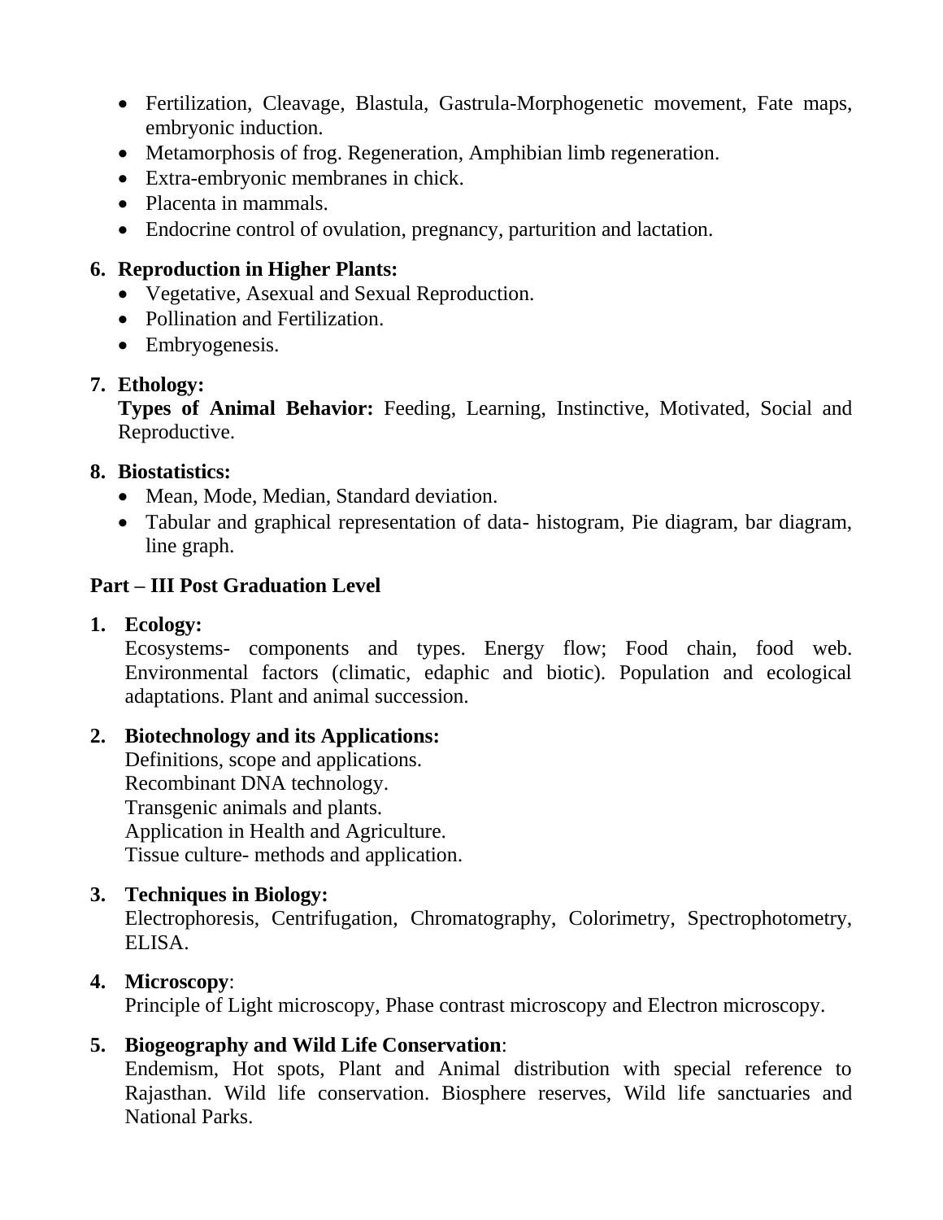- Fertilization, Cleavage, Blastula, Gastrula-Morphogenetic movement, Fate maps, embryonic induction.
- Metamorphosis of frog. Regeneration, Amphibian limb regeneration.
- Extra-embryonic membranes in chick.
- Placenta in mammals.
- Endocrine control of ovulation, pregnancy, parturition and lactation.

6. **Reproduction in Higher Plants:**
   - Vegetative, Asexual and Sexual Reproduction.
   - Pollination and Fertilization.
   - Embryogenesis.

7. **Ethology:**
   **Types of Animal Behavior:** Feeding, Learning, Instinctive, Motivated, Social and Reproductive.

8. **Biostatistics:**
   - Mean, Mode, Median, Standard deviation.
   - Tabular and graphical representation of data- histogram, Pie diagram, bar diagram, line graph.

**Part – III Post Graduation Level**

1. **Ecology:**
   Ecosystems- components and types. Energy flow; Food chain, food web. Environmental factors (climatic, edaphic and biotic). Population and ecological adaptations. Plant and animal succession.

2. **Biotechnology and its Applications:**
   Definitions, scope and applications.
   Recombinant DNA technology.
   Transgenic animals and plants.
   Application in Health and Agriculture.
   Tissue culture- methods and application.

3. **Techniques in Biology:**
   Electrophoresis, Centrifugation, Chromatography, Colorimetry, Spectrophotometry, ELISA.

4. **Microscopy**:
   Principle of Light microscopy, Phase contrast microscopy and Electron microscopy.

5. **Biogeography and Wild Life Conservation**:
   Endemism, Hot spots, Plant and Animal distribution with special reference to Rajasthan. Wild life conservation. Biosphere reserves, Wild life sanctuaries and National Parks.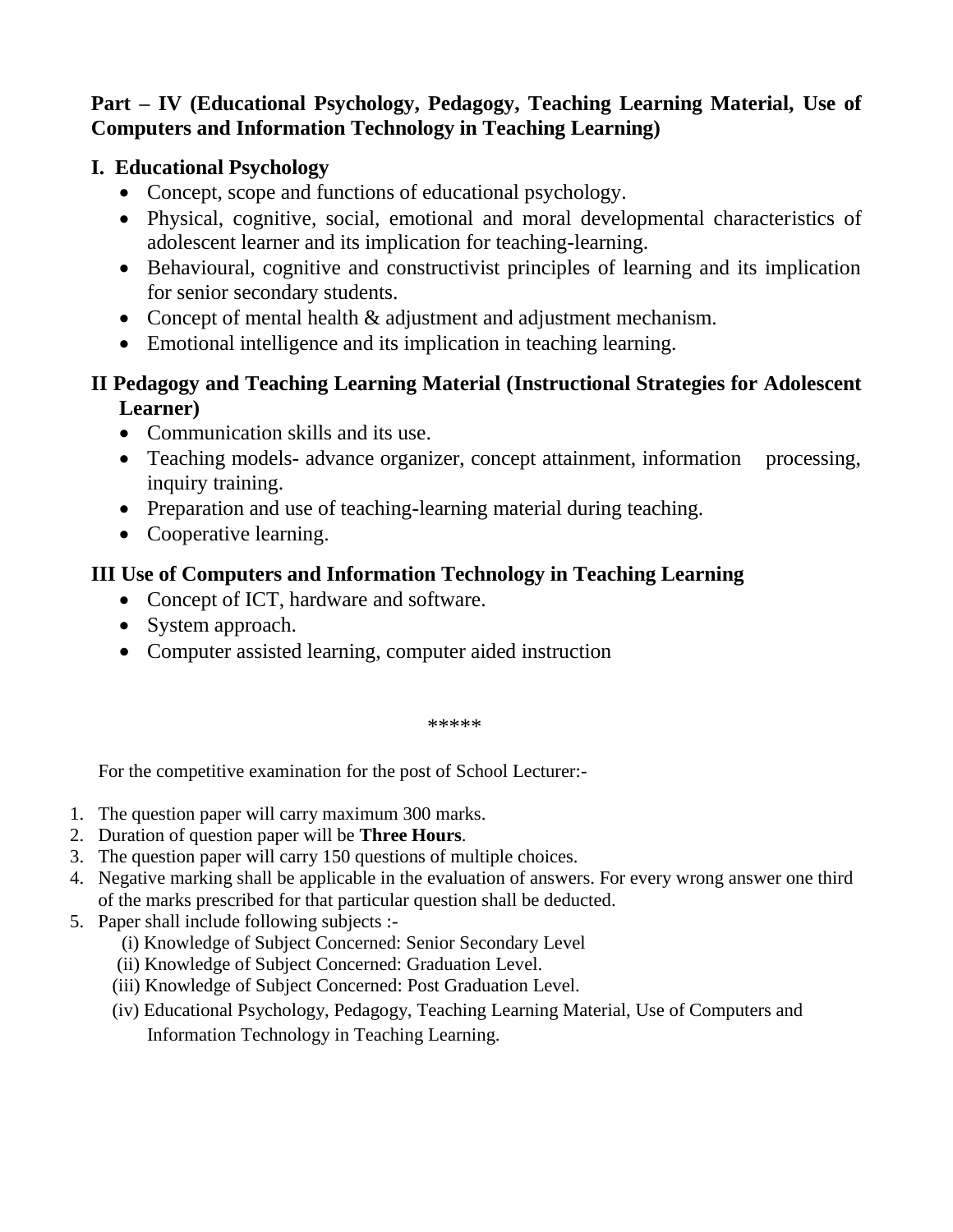**Part – IV (Educational Psychology, Pedagogy, Teaching Learning Material, Use of Computers and Information Technology in Teaching Learning)**

## I. Educational Psychology

- Concept, scope and functions of educational psychology.
- Physical, cognitive, social, emotional and moral developmental characteristics of adolescent learner and its implication for teaching-learning.
- Behavioural, cognitive and constructivist principles of learning and its implication for senior secondary students.
- Concept of mental health & adjustment and adjustment mechanism.
- Emotional intelligence and its implication in teaching learning.

## II Pedagogy and Teaching Learning Material (Instructional Strategies for Adolescent Learner)

- Communication skills and its use.
- Teaching models- advance organizer, concept attainment, information processing, inquiry training.
- Preparation and use of teaching-learning material during teaching.
- Cooperative learning.

## III Use of Computers and Information Technology in Teaching Learning

- Concept of ICT, hardware and software.
- System approach.
- Computer assisted learning, computer aided instruction

*****

For the competitive examination for the post of School Lecturer:-

1. The question paper will carry maximum 300 marks.
2. Duration of question paper will be **Three Hours**.
3. The question paper will carry 150 questions of multiple choices.
4. Negative marking shall be applicable in the evaluation of answers. For every wrong answer one third of the marks prescribed for that particular question shall be deducted.
5. Paper shall include following subjects :-
   (i) Knowledge of Subject Concerned: Senior Secondary Level
   (ii) Knowledge of Subject Concerned: Graduation Level.
   (iii) Knowledge of Subject Concerned: Post Graduation Level.
   (iv) Educational Psychology, Pedagogy, Teaching Learning Material, Use of Computers and Information Technology in Teaching Learning.